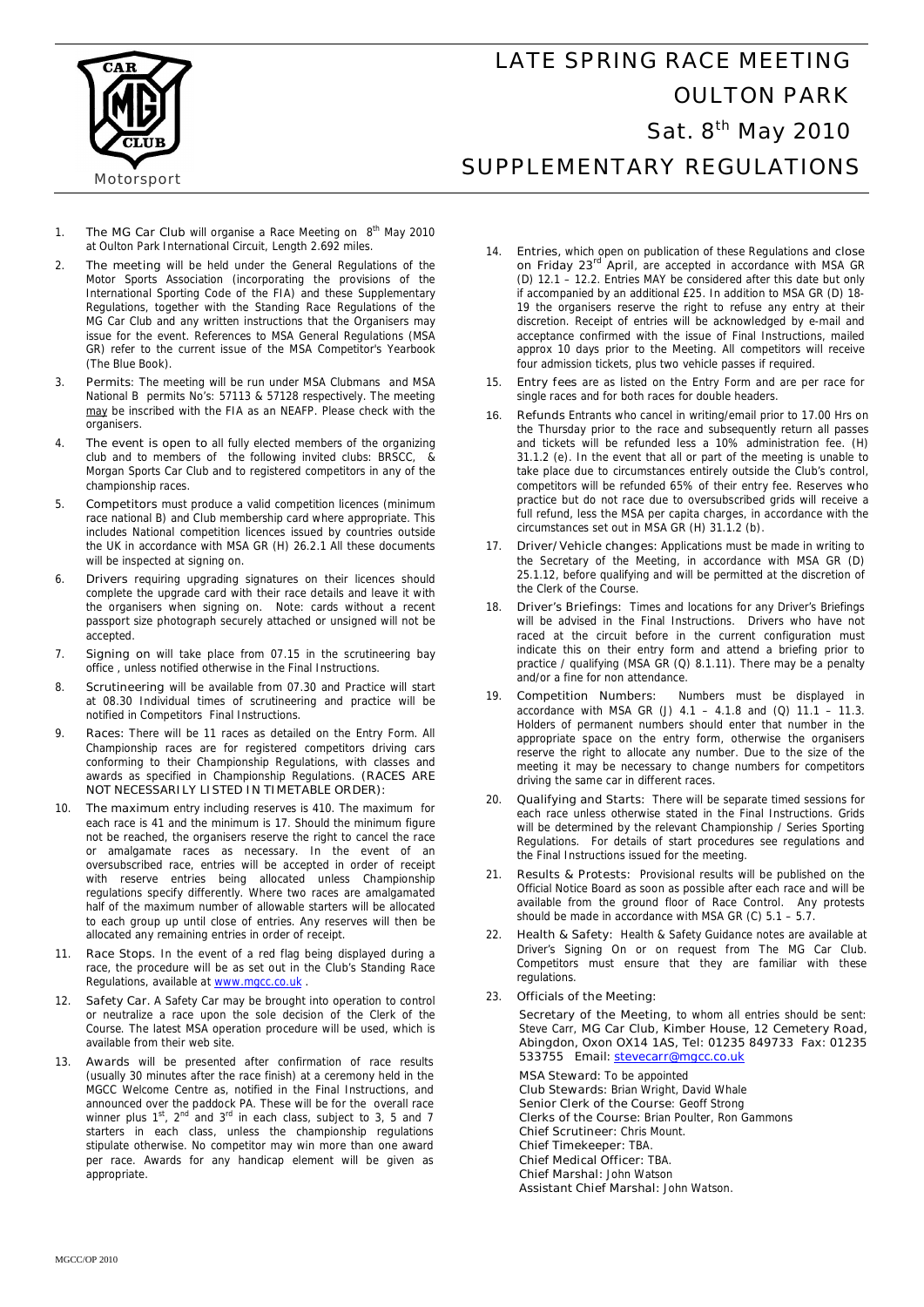Motorsport

# LATE SPRING RACE MEETING
# OULTON PARK
# Sat. 8th May 2010
# SUPPLEMENTARY REGULATIONS

1. The MG Car Club will organise a Race Meeting on 8th May 2010 at Oulton Park International Circuit, Length 2.692 miles.

2. The meeting will be held under the General Regulations of the Motor Sports Association (incorporating the provisions of the International Sporting Code of the FIA) and these Supplementary Regulations, together with the Standing Race Regulations of the MG Car Club and any written instructions that the Organisers may issue for the event. References to MSA General Regulations (MSA GR) refer to the current issue of the MSA Competitor's Yearbook (The Blue Book).

3. Permits: The meeting will be run under MSA Clubmans and MSA National B permits No's: 57113 & 57128 respectively. The meeting may be inscribed with the FIA as an NEAFP. Please check with the organisers.

4. The event is open to all fully elected members of the organizing club and to members of the following invited clubs: BRSCC, & Morgan Sports Car Club and to registered competitors in any of the championship races.

5. Competitors must produce a valid competition licences (minimum race national B) and Club membership card where appropriate. This includes National competition licences issued by countries outside the UK in accordance with MSA GR (H) 26.2.1 All these documents will be inspected at signing on.

6. Drivers requiring upgrading signatures on their licences should complete the upgrade card with their race details and leave it with the organisers when signing on. Note: cards without a recent passport size photograph securely attached or unsigned will not be accepted.

7. Signing on will take place from 07.15 in the scrutineering bay office , unless notified otherwise in the Final Instructions.

8. Scrutineering will be available from 07.30 and Practice will start at 08.30 Individual times of scrutineering and practice will be notified in Competitors Final Instructions.

9. Races: There will be 11 races as detailed on the Entry Form. All Championship races are for registered competitors driving cars conforming to their Championship Regulations, with classes and awards as specified in Championship Regulations. (RACES ARE NOT NECESSARILY LISTED IN TIMETABLE ORDER):

10. The maximum entry including reserves is 410. The maximum for each race is 41 and the minimum is 17. Should the minimum figure not be reached, the organisers reserve the right to cancel the race or amalgamate races as necessary. In the event of an oversubscribed race, entries will be accepted in order of receipt with reserve entries being allocated unless Championship regulations specify differently. Where two races are amalgamated half of the maximum number of allowable starters will be allocated to each group up until close of entries. Any reserves will then be allocated any remaining entries in order of receipt.

11. Race Stops. In the event of a red flag being displayed during a race, the procedure will be as set out in the Club's Standing Race Regulations, available at www.mgcc.co.uk .

12. Safety Car. A Safety Car may be brought into operation to control or neutralize a race upon the sole decision of the Clerk of the Course. The latest MSA operation procedure will be used, which is available from their web site.

13. Awards will be presented after confirmation of race results (usually 30 minutes after the race finish) at a ceremony held in the MGCC Welcome Centre as, notified in the Final Instructions, and announced over the paddock PA. These will be for the overall race winner plus 1st, 2nd and 3rd in each class, subject to 3, 5 and 7 starters in each class, unless the championship regulations stipulate otherwise. No competitor may win more than one award per race. Awards for any handicap element will be given as appropriate.

14. Entries, which open on publication of these Regulations and close on Friday 23rd April, are accepted in accordance with MSA GR (D) 12.1 – 12.2. Entries MAY be considered after this date but only if accompanied by an additional £25. In addition to MSA GR (D) 18-19 the organisers reserve the right to refuse any entry at their discretion. Receipt of entries will be acknowledged by e-mail and acceptance confirmed with the issue of Final Instructions, mailed approx 10 days prior to the Meeting. All competitors will receive four admission tickets, plus two vehicle passes if required.

15. Entry fees are as listed on the Entry Form and are per race for single races and for both races for double headers.

16. Refunds Entrants who cancel in writing/email prior to 17.00 Hrs on the Thursday prior to the race and subsequently return all passes and tickets will be refunded less a 10% administration fee. (H) 31.1.2 (e). In the event that all or part of the meeting is unable to take place due to circumstances entirely outside the Club's control, competitors will be refunded 65% of their entry fee. Reserves who practice but do not race due to oversubscribed grids will receive a full refund, less the MSA per capita charges, in accordance with the circumstances set out in MSA GR (H) 31.1.2 (b).

17. Driver/Vehicle changes: Applications must be made in writing to the Secretary of the Meeting, in accordance with MSA GR (D) 25.1.12, before qualifying and will be permitted at the discretion of the Clerk of the Course.

18. Driver's Briefings: Times and locations for any Driver's Briefings will be advised in the Final Instructions. Drivers who have not raced at the circuit before in the current configuration must indicate this on their entry form and attend a briefing prior to practice / qualifying (MSA GR (Q) 8.1.11). There may be a penalty and/or a fine for non attendance.

19. Competition Numbers: Numbers must be displayed in accordance with MSA GR (J) 4.1 – 4.1.8 and (Q) 11.1 – 11.3. Holders of permanent numbers should enter that number in the appropriate space on the entry form, otherwise the organisers reserve the right to allocate any number. Due to the size of the meeting it may be necessary to change numbers for competitors driving the same car in different races.

20. Qualifying and Starts: There will be separate timed sessions for each race unless otherwise stated in the Final Instructions. Grids will be determined by the relevant Championship / Series Sporting Regulations. For details of start procedures see regulations and the Final Instructions issued for the meeting.

21. Results & Protests: Provisional results will be published on the Official Notice Board as soon as possible after each race and will be available from the ground floor of Race Control. Any protests should be made in accordance with MSA GR (C) 5.1 – 5.7.

22. Health & Safety: Health & Safety Guidance notes are available at Driver's Signing On or on request from The MG Car Club. Competitors must ensure that they are familiar with these regulations.

23. Officials of the Meeting:

    Secretary of the Meeting, to whom all entries should be sent: Steve Carr, MG Car Club, Kimber House, 12 Cemetery Road, Abingdon, Oxon OX14 1AS, Tel: 01235 849733 Fax: 01235 533755 Email: stevecarr@mgcc.co.uk

    MSA Steward: To be appointed
    Club Stewards: Brian Wright, David Whale
    Senior Clerk of the Course: Geoff Strong
    Clerks of the Course: Brian Poulter, Ron Gammons
    Chief Scrutineer: Chris Mount.
    Chief Timekeeper: TBA.
    Chief Medical Officer: TBA.
    Chief Marshal: John Watson
    Assistant Chief Marshal: John Watson.

MGCC/OP 2010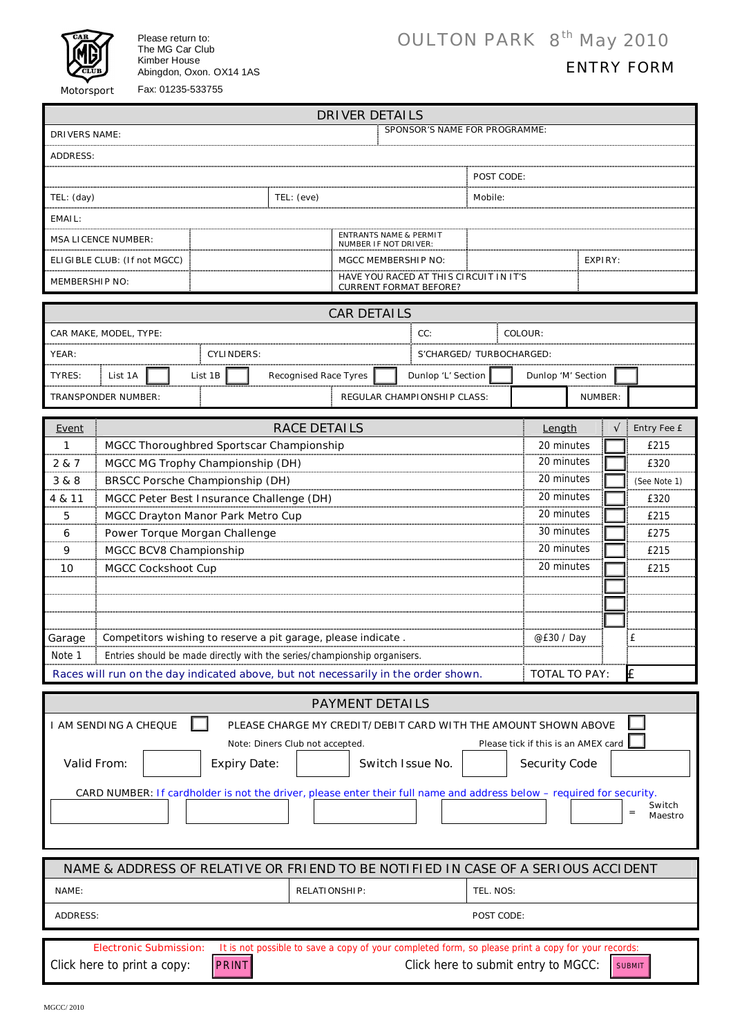Please return to:
The MG Car Club
Kimber House
Abingdon, Oxon. OX14 1AS

Fax: 01235-533755

Motorsport

# OULTON PARK 8th May 2010

## ENTRY FORM

## DRIVER DETAILS

| | | | |
|---|---|---|---|
| DRIVERS NAME: | | SPONSOR'S NAME FOR PROGRAMME: | |
| ADDRESS: | | | |
| | | POST CODE: | |
| TEL: (day) | TEL: (eve) | Mobile: | |
| EMAIL: | | | |
| MSA LICENCE NUMBER: | | ENTRANTS NAME & PERMIT NUMBER IF NOT DRIVER: | |
| ELIGIBLE CLUB: (If not MGCC) | | MGCC MEMBERSHIP NO: | EXPIRY: |
| MEMBERSHIP NO: | | HAVE YOU RACED AT THIS CIRCUIT IN IT'S CURRENT FORMAT BEFORE? | |

## CAR DETAILS

| | | | |
|---|---|---|---|
| CAR MAKE, MODEL, TYPE: | | CC: | COLOUR: |
| YEAR: | CYLINDERS: | S'CHARGED/ TURBOCHARGED: | |
| TYRES: List 1A ☐ List 1B ☐ Recognised Race Tyres ☐ | | Dunlop 'L' Section ☐ Dunlop 'M' Section ☐ | |
| TRANSPONDER NUMBER: | | REGULAR CHAMPIONSHIP CLASS: | NUMBER: |

## RACE DETAILS

| Event | RACE DETAILS | Length | √ | Entry Fee £ |
|---|---|---|---|---|
| 1 | MGCC Thoroughbred Sportscar Championship | 20 minutes | ☐ | £215 |
| 2 & 7 | MGCC MG Trophy Championship (DH) | 20 minutes | ☐ | £320 |
| 3 & 8 | BRSCC Porsche Championship (DH) | 20 minutes | ☐ | (See Note 1) |
| 4 & 11 | MGCC Peter Best Insurance Challenge (DH) | 20 minutes | ☐ | £320 |
| 5 | MGCC Drayton Manor Park Metro Cup | 20 minutes | ☐ | £215 |
| 6 | Power Torque Morgan Challenge | 30 minutes | ☐ | £275 |
| 9 | MGCC BCV8 Championship | 20 minutes | ☐ | £215 |
| 10 | MGCC Cockshoot Cup | 20 minutes | ☐ | £215 |
| | | | ☐ | |
| | | | ☐ | |
| | | | ☐ | |
| Garage | Competitors wishing to reserve a pit garage, please indicate . | @£30 / Day | | £ |
| Note 1 | Entries should be made directly with the series/championship organisers. | | | |
| | Races will run on the day indicated above, but not necessarily in the order shown. | TOTAL TO PAY: | | £ |

## PAYMENT DETAILS

I AM SENDING A CHEQUE ☐ PLEASE CHARGE MY CREDIT/DEBIT CARD WITH THE AMOUNT SHOWN ABOVE ☐

Note: Diners Club not accepted. Please tick if this is an AMEX card ☐

Valid From: ______ Expiry Date: ______ Switch Issue No. ______ Security Code ______

CARD NUMBER: If cardholder is not the driver, please enter their full name and address below – required for security.

______ ______ ______ ______ ______ = Switch Maestro

## NAME & ADDRESS OF RELATIVE OR FRIEND TO BE NOTIFIED IN CASE OF A SERIOUS ACCIDENT

| | | |
|---|---|---|
| NAME: | RELATIONSHIP: | TEL. NOS: |
| ADDRESS: | | POST CODE: |

Electronic Submission: It is not possible to save a copy of your completed form, so please print a copy for your records:

Click here to print a copy: PRINT Click here to submit entry to MGCC: SUBMIT

MGCC/2010